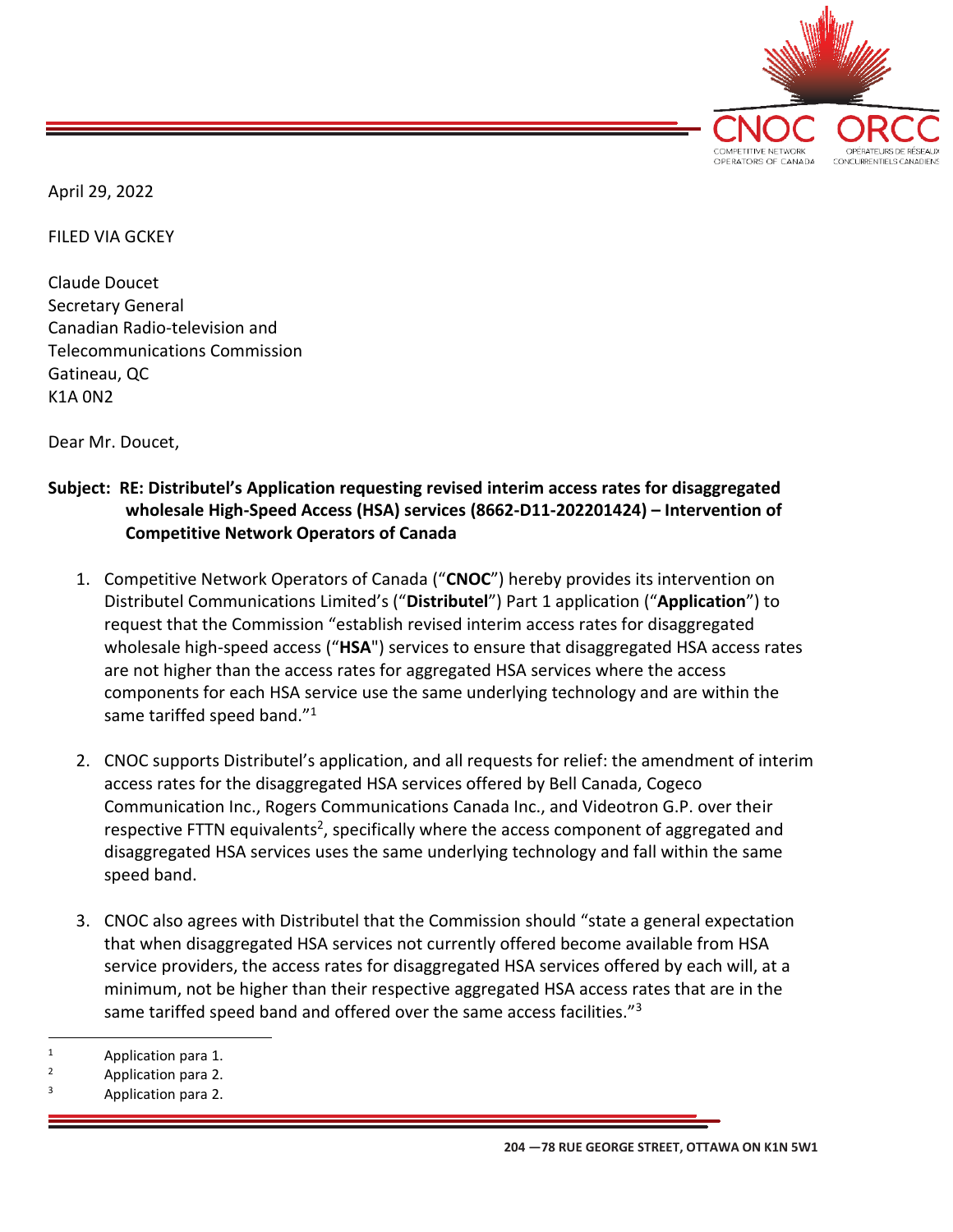April 29, 2022

FILED VIA GCKEY

Claude Doucet
Secretary General
Canadian Radio-television and
Telecommunications Commission
Gatineau, QC
K1A 0N2

Dear Mr. Doucet,

**Subject: RE: Distributel's Application requesting revised interim access rates for disaggregated wholesale High-Speed Access (HSA) services (8662-D11-202201424) – Intervention of Competitive Network Operators of Canada**

1. Competitive Network Operators of Canada ("**CNOC**") hereby provides its intervention on Distributel Communications Limited's ("**Distributel**") Part 1 application ("**Application**") to request that the Commission "establish revised interim access rates for disaggregated wholesale high-speed access ("**HSA**") services to ensure that disaggregated HSA access rates are not higher than the access rates for aggregated HSA services where the access components for each HSA service use the same underlying technology and are within the same tariffed speed band."[1]

2. CNOC supports Distributel's application, and all requests for relief: the amendment of interim access rates for the disaggregated HSA services offered by Bell Canada, Cogeco Communication Inc., Rogers Communications Canada Inc., and Videotron G.P. over their respective FTTN equivalents[2], specifically where the access component of aggregated and disaggregated HSA services uses the same underlying technology and fall within the same speed band.

3. CNOC also agrees with Distributel that the Commission should "state a general expectation that when disaggregated HSA services not currently offered become available from HSA service providers, the access rates for disaggregated HSA services offered by each will, at a minimum, not be higher than their respective aggregated HSA access rates that are in the same tariffed speed band and offered over the same access facilities."[3]

---

[1] Application para 1.

[2] Application para 2.

[3] Application para 2.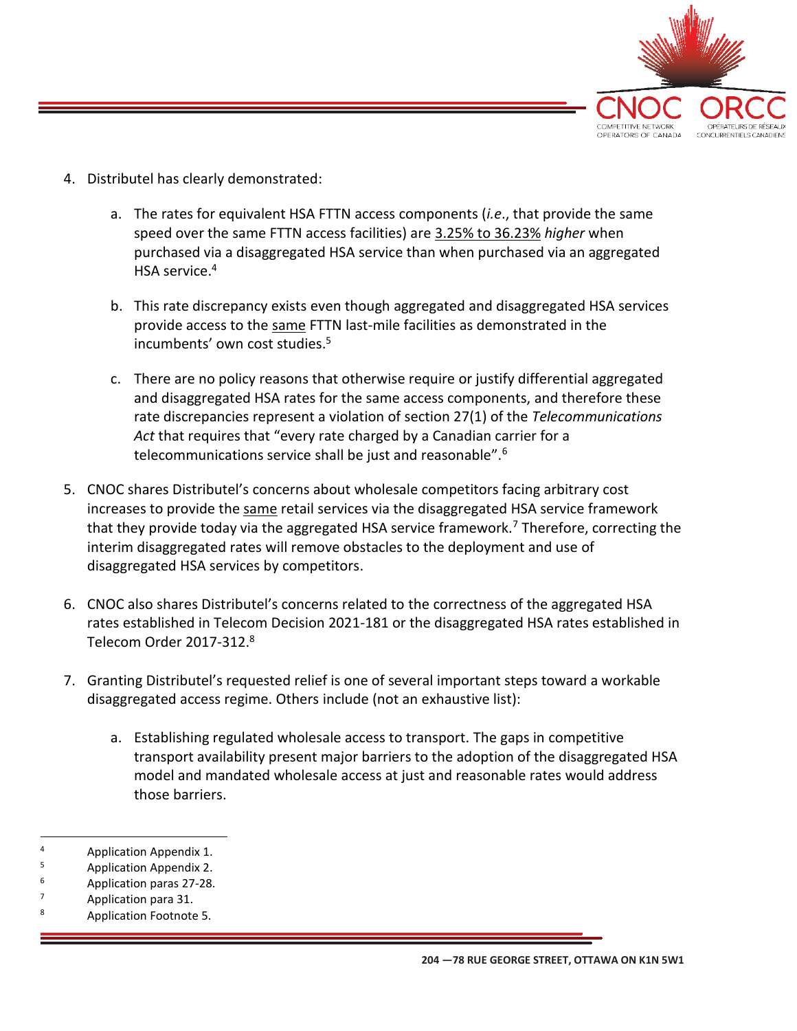4. Distributel has clearly demonstrated:

    a. The rates for equivalent HSA FTTN access components (*i.e.*, that provide the same speed over the same FTTN access facilities) are 3.25% to 36.23% *higher* when purchased via a disaggregated HSA service than when purchased via an aggregated HSA service.[4]

    b. This rate discrepancy exists even though aggregated and disaggregated HSA services provide access to the same FTTN last-mile facilities as demonstrated in the incumbents' own cost studies.[5]

    c. There are no policy reasons that otherwise require or justify differential aggregated and disaggregated HSA rates for the same access components, and therefore these rate discrepancies represent a violation of section 27(1) of the *Telecommunications Act* that requires that "every rate charged by a Canadian carrier for a telecommunications service shall be just and reasonable".[6]

5. CNOC shares Distributel's concerns about wholesale competitors facing arbitrary cost increases to provide the same retail services via the disaggregated HSA service framework that they provide today via the aggregated HSA service framework.[7] Therefore, correcting the interim disaggregated rates will remove obstacles to the deployment and use of disaggregated HSA services by competitors.

6. CNOC also shares Distributel's concerns related to the correctness of the aggregated HSA rates established in Telecom Decision 2021-181 or the disaggregated HSA rates established in Telecom Order 2017-312.[8]

7. Granting Distributel's requested relief is one of several important steps toward a workable disaggregated access regime. Others include (not an exhaustive list):

    a. Establishing regulated wholesale access to transport. The gaps in competitive transport availability present major barriers to the adoption of the disaggregated HSA model and mandated wholesale access at just and reasonable rates would address those barriers.

---

[4] Application Appendix 1.

[5] Application Appendix 2.

[6] Application paras 27-28.

[7] Application para 31.

[8] Application Footnote 5.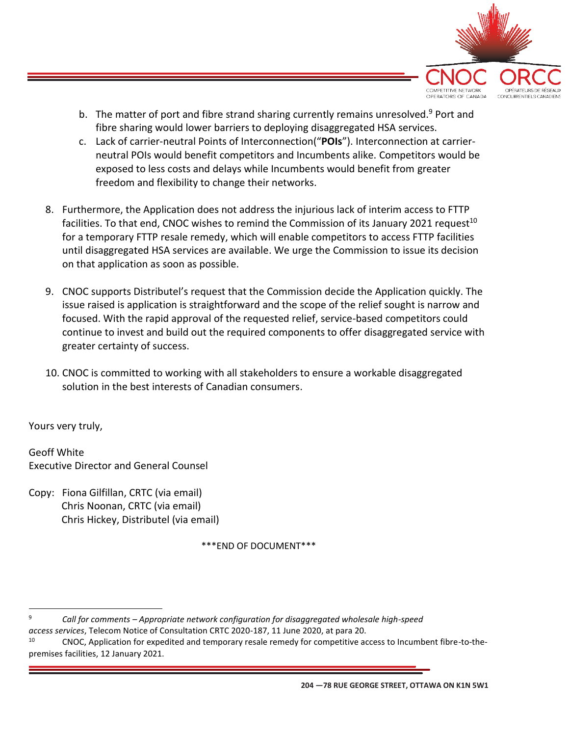b. The matter of port and fibre strand sharing currently remains unresolved.[9] Port and fibre sharing would lower barriers to deploying disaggregated HSA services.

c. Lack of carrier-neutral Points of Interconnection("**POIs**"). Interconnection at carrier-neutral POIs would benefit competitors and Incumbents alike. Competitors would be exposed to less costs and delays while Incumbents would benefit from greater freedom and flexibility to change their networks.

8. Furthermore, the Application does not address the injurious lack of interim access to FTTP facilities. To that end, CNOC wishes to remind the Commission of its January 2021 request[10] for a temporary FTTP resale remedy, which will enable competitors to access FTTP facilities until disaggregated HSA services are available. We urge the Commission to issue its decision on that application as soon as possible.

9. CNOC supports Distributel's request that the Commission decide the Application quickly. The issue raised is application is straightforward and the scope of the relief sought is narrow and focused. With the rapid approval of the requested relief, service-based competitors could continue to invest and build out the required components to offer disaggregated service with greater certainty of success.

10. CNOC is committed to working with all stakeholders to ensure a workable disaggregated solution in the best interests of Canadian consumers.

Yours very truly,

Geoff White
Executive Director and General Counsel

Copy: Fiona Gilfillan, CRTC (via email)
Chris Noonan, CRTC (via email)
Chris Hickey, Distributel (via email)

\*\*\*END OF DOCUMENT\*\*\*

---

[9] *Call for comments – Appropriate network configuration for disaggregated wholesale high-speed access services*, Telecom Notice of Consultation CRTC 2020-187, 11 June 2020, at para 20.

[10] CNOC, Application for expedited and temporary resale remedy for competitive access to Incumbent fibre-to-the-premises facilities, 12 January 2021.